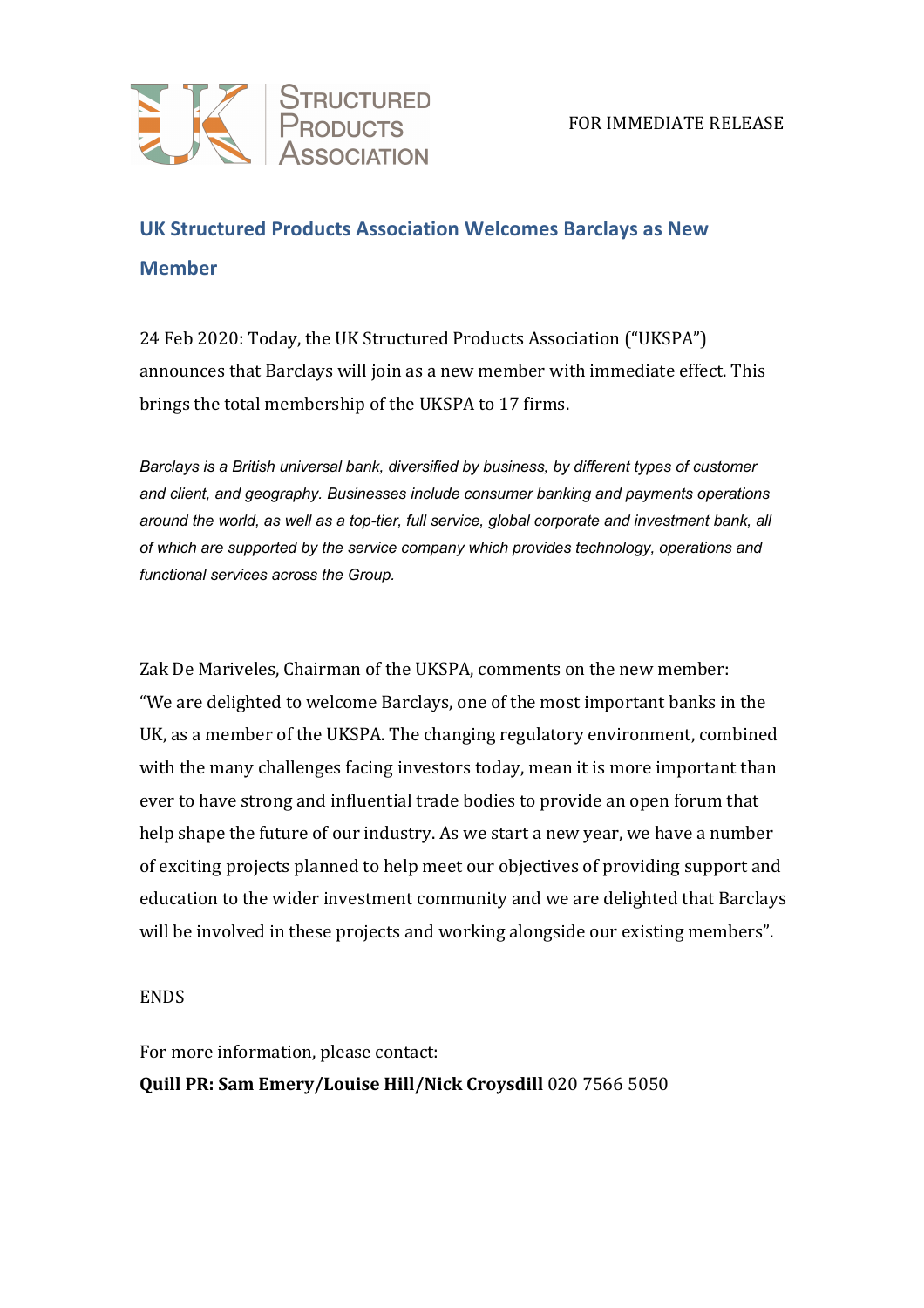UK Structured Products Association

FOR IMMEDIATE RELEASE

# UK Structured Products Association Welcomes Barclays as New Member

24 Feb 2020: Today, the UK Structured Products Association ("UKSPA") announces that Barclays will join as a new member with immediate effect. This brings the total membership of the UKSPA to 17 firms.

*Barclays is a British universal bank, diversified by business, by different types of customer and client, and geography. Businesses include consumer banking and payments operations around the world, as well as a top-tier, full service, global corporate and investment bank, all of which are supported by the service company which provides technology, operations and functional services across the Group.*

Zak De Mariveles, Chairman of the UKSPA, comments on the new member: "We are delighted to welcome Barclays, one of the most important banks in the UK, as a member of the UKSPA. The changing regulatory environment, combined with the many challenges facing investors today, mean it is more important than ever to have strong and influential trade bodies to provide an open forum that help shape the future of our industry. As we start a new year, we have a number of exciting projects planned to help meet our objectives of providing support and education to the wider investment community and we are delighted that Barclays will be involved in these projects and working alongside our existing members".

ENDS

For more information, please contact:
**Quill PR: Sam Emery/Louise Hill/Nick Croysdill** 020 7566 5050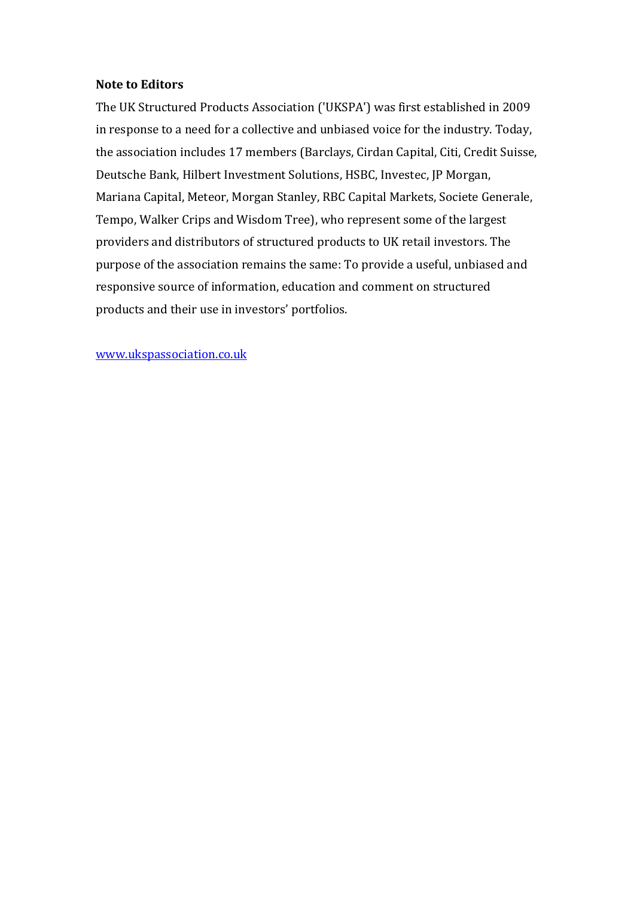**Note to Editors**

The UK Structured Products Association ('UKSPA') was first established in 2009 in response to a need for a collective and unbiased voice for the industry. Today, the association includes 17 members (Barclays, Cirdan Capital, Citi, Credit Suisse, Deutsche Bank, Hilbert Investment Solutions, HSBC, Investec, JP Morgan, Mariana Capital, Meteor, Morgan Stanley, RBC Capital Markets, Societe Generale, Tempo, Walker Crips and Wisdom Tree), who represent some of the largest providers and distributors of structured products to UK retail investors. The purpose of the association remains the same: To provide a useful, unbiased and responsive source of information, education and comment on structured products and their use in investors' portfolios.

[www.ukspassociation.co.uk](http://www.ukspassociation.co.uk)